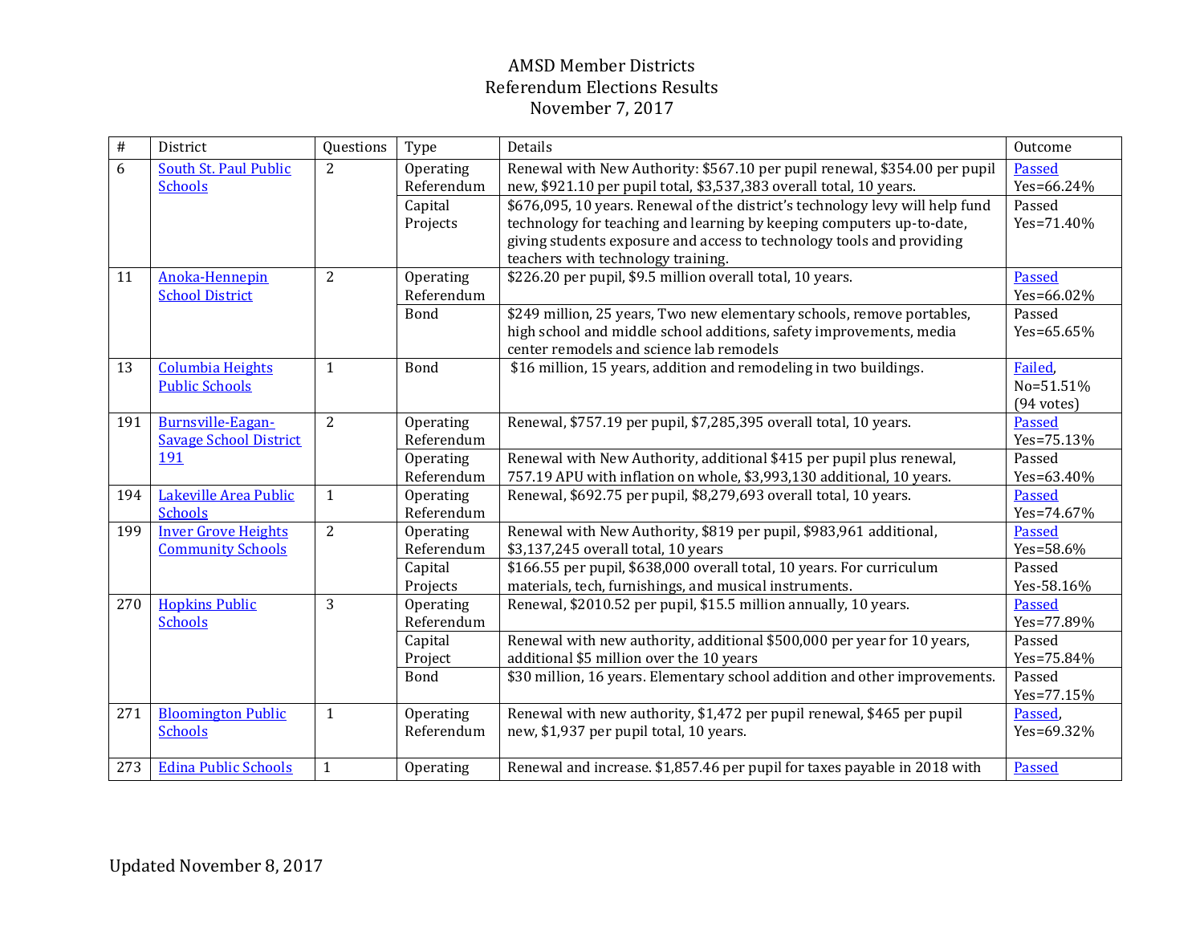# AMSD Member Districts
## Referendum Elections Results
## November 7, 2017

| # | District | Questions | Type | Details | Outcome |
|---|---|---|---|---|---|
| 6 | South St. Paul Public Schools | 2 | Operating Referendum | Renewal with New Authority: $567.10 per pupil renewal, $354.00 per pupil new, $921.10 per pupil total, $3,537,383 overall total, 10 years. | Passed Yes=66.24% |
| | | | Capital Projects | $676,095, 10 years. Renewal of the district's technology levy will help fund technology for teaching and learning by keeping computers up-to-date, giving students exposure and access to technology tools and providing teachers with technology training. | Passed Yes=71.40% |
| 11 | Anoka-Hennepin School District | 2 | Operating Referendum | $226.20 per pupil, $9.5 million overall total, 10 years. | Passed Yes=66.02% |
| | | | Bond | $249 million, 25 years, Two new elementary schools, remove portables, high school and middle school additions, safety improvements, media center remodels and science lab remodels | Passed Yes=65.65% |
| 13 | Columbia Heights Public Schools | 1 | Bond | $16 million, 15 years, addition and remodeling in two buildings. | Failed, No=51.51% (94 votes) |
| 191 | Burnsville-Eagan-Savage School District 191 | 2 | Operating Referendum | Renewal, $757.19 per pupil, $7,285,395 overall total, 10 years. | Passed Yes=75.13% |
| | | | Operating Referendum | Renewal with New Authority, additional $415 per pupil plus renewal, 757.19 APU with inflation on whole, $3,993,130 additional, 10 years. | Passed Yes=63.40% |
| 194 | Lakeville Area Public Schools | 1 | Operating Referendum | Renewal, $692.75 per pupil, $8,279,693 overall total, 10 years. | Passed Yes=74.67% |
| 199 | Inver Grove Heights Community Schools | 2 | Operating Referendum | Renewal with New Authority, $819 per pupil, $983,961 additional, $3,137,245 overall total, 10 years | Passed Yes=58.6% |
| | | | Capital Projects | $166.55 per pupil, $638,000 overall total, 10 years. For curriculum materials, tech, furnishings, and musical instruments. | Passed Yes-58.16% |
| 270 | Hopkins Public Schools | 3 | Operating Referendum | Renewal, $2010.52 per pupil, $15.5 million annually, 10 years. | Passed Yes=77.89% |
| | | | Capital Project | Renewal with new authority, additional $500,000 per year for 10 years, additional $5 million over the 10 years | Passed Yes=75.84% |
| | | | Bond | $30 million, 16 years. Elementary school addition and other improvements. | Passed Yes=77.15% |
| 271 | Bloomington Public Schools | 1 | Operating Referendum | Renewal with new authority, $1,472 per pupil renewal, $465 per pupil new, $1,937 per pupil total, 10 years. | Passed, Yes=69.32% |
| 273 | Edina Public Schools | 1 | Operating | Renewal and increase. $1,857.46 per pupil for taxes payable in 2018 with | Passed |

Updated November 8, 2017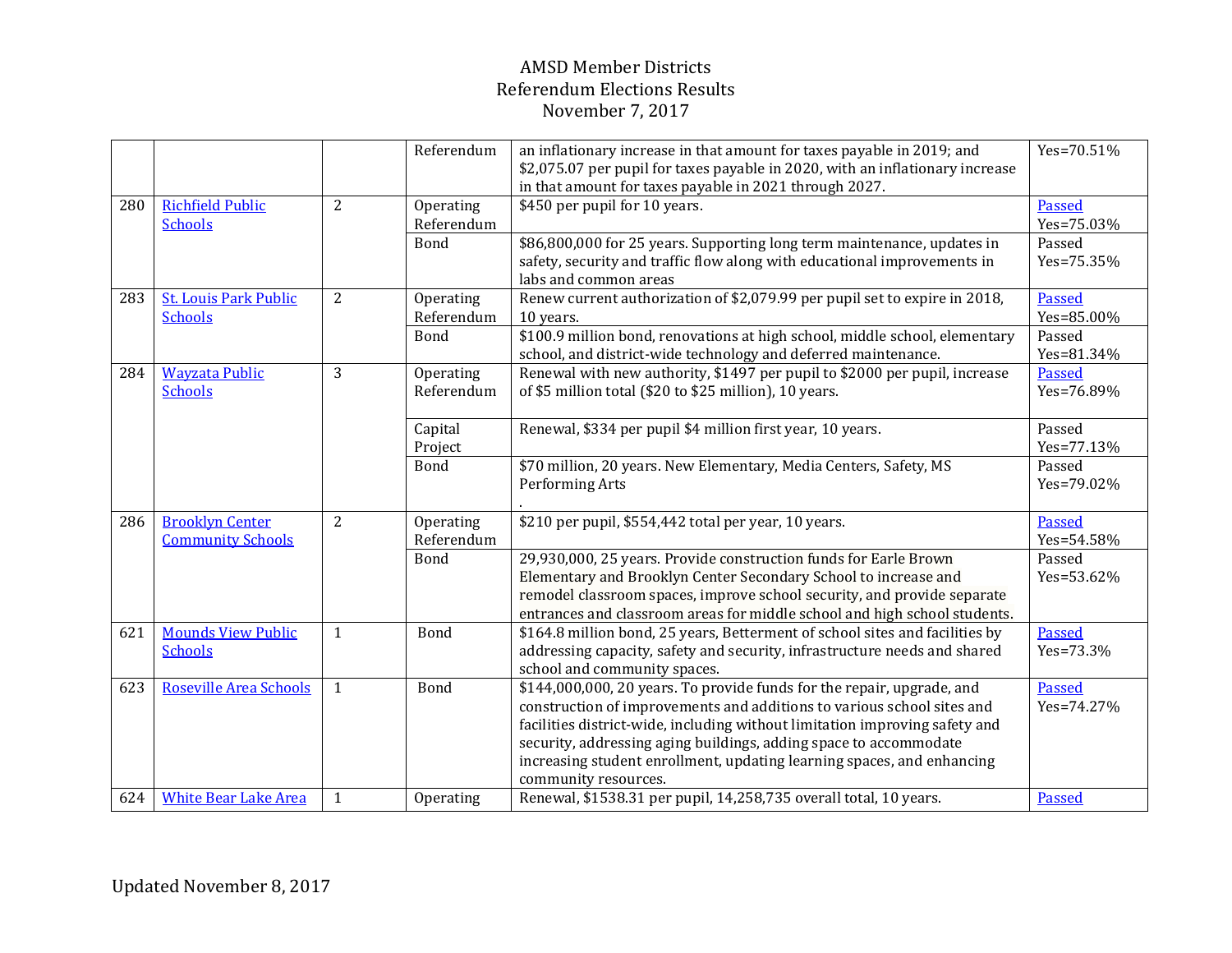# AMSD Member Districts
# Referendum Elections Results
# November 7, 2017

| | | | | | |
|---|---|---|---|---|---|
| | | | Referendum | an inflationary increase in that amount for taxes payable in 2019; and $2,075.07 per pupil for taxes payable in 2020, with an inflationary increase in that amount for taxes payable in 2021 through 2027. | Yes=70.51% |
| 280 | Richfield Public Schools | 2 | Operating Referendum | $450 per pupil for 10 years. | Passed Yes=75.03% |
| | | | Bond | $86,800,000 for 25 years. Supporting long term maintenance, updates in safety, security and traffic flow along with educational improvements in labs and common areas | Passed Yes=75.35% |
| 283 | St. Louis Park Public Schools | 2 | Operating Referendum | Renew current authorization of $2,079.99 per pupil set to expire in 2018, 10 years. | Passed Yes=85.00% |
| | | | Bond | $100.9 million bond, renovations at high school, middle school, elementary school, and district-wide technology and deferred maintenance. | Passed Yes=81.34% |
| 284 | Wayzata Public Schools | 3 | Operating Referendum | Renewal with new authority, $1497 per pupil to $2000 per pupil, increase of $5 million total ($20 to $25 million), 10 years. | Passed Yes=76.89% |
| | | | Capital Project | Renewal, $334 per pupil $4 million first year, 10 years. | Passed Yes=77.13% |
| | | | Bond | $70 million, 20 years. New Elementary, Media Centers, Safety, MS Performing Arts . | Passed Yes=79.02% |
| 286 | Brooklyn Center Community Schools | 2 | Operating Referendum | $210 per pupil, $554,442 total per year, 10 years. | Passed Yes=54.58% |
| | | | Bond | 29,930,000, 25 years. Provide construction funds for Earle Brown Elementary and Brooklyn Center Secondary School to increase and remodel classroom spaces, improve school security, and provide separate entrances and classroom areas for middle school and high school students. | Passed Yes=53.62% |
| 621 | Mounds View Public Schools | 1 | Bond | $164.8 million bond, 25 years, Betterment of school sites and facilities by addressing capacity, safety and security, infrastructure needs and shared school and community spaces. | Passed Yes=73.3% |
| 623 | Roseville Area Schools | 1 | Bond | $144,000,000, 20 years. To provide funds for the repair, upgrade, and construction of improvements and additions to various school sites and facilities district-wide, including without limitation improving safety and security, addressing aging buildings, adding space to accommodate increasing student enrollment, updating learning spaces, and enhancing community resources. | Passed Yes=74.27% |
| 624 | White Bear Lake Area | 1 | Operating | Renewal, $1538.31 per pupil, 14,258,735 overall total, 10 years. | Passed |

Updated November 8, 2017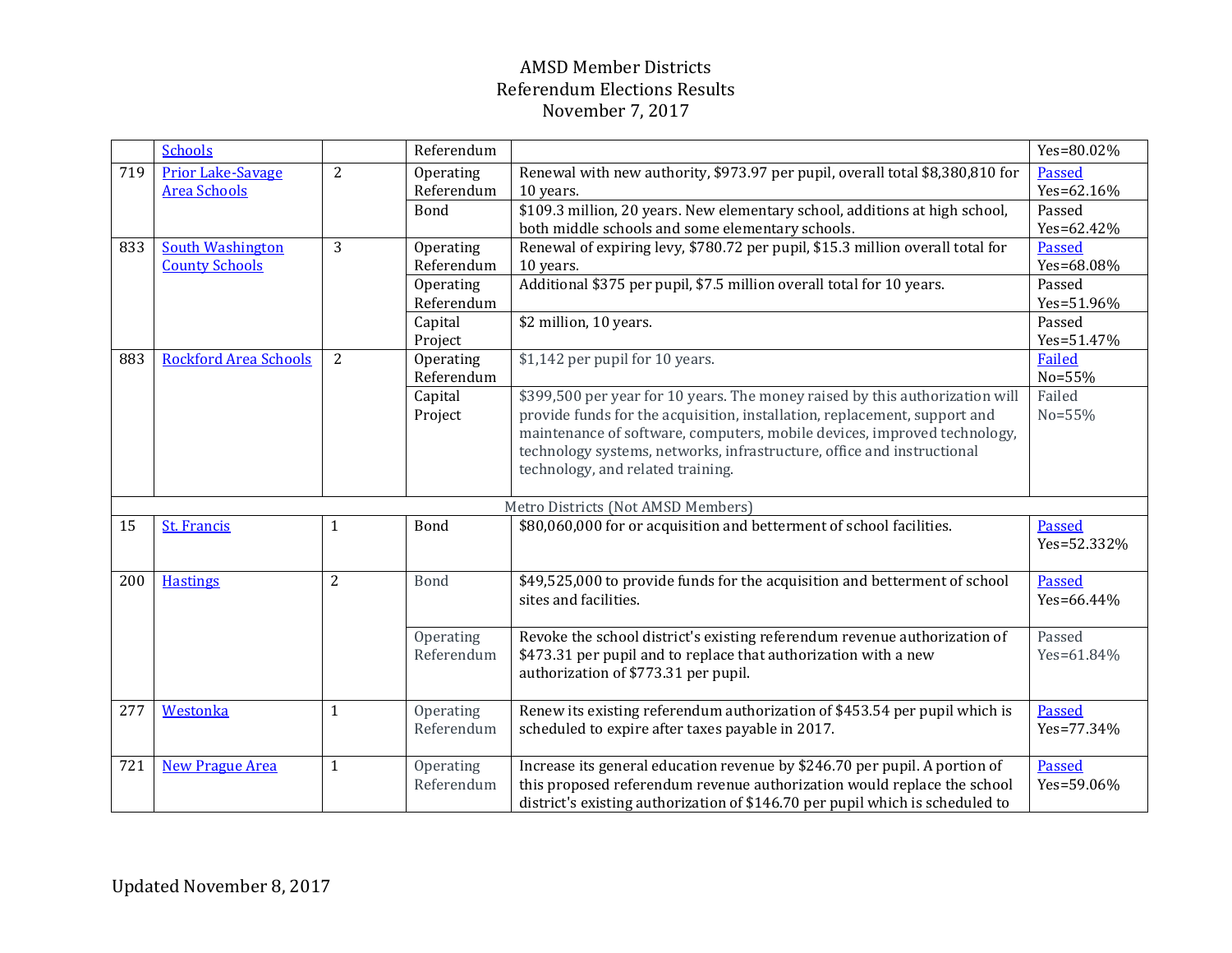# AMSD Member Districts
## Referendum Elections Results
## November 7, 2017

| | | | | | |
|---|---|---|---|---|---|
| | Schools | | Referendum | | Yes=80.02% |
| 719 | Prior Lake-Savage Area Schools | 2 | Operating Referendum | Renewal with new authority, $973.97 per pupil, overall total $8,380,810 for 10 years. | Passed Yes=62.16% |
| | | | Bond | $109.3 million, 20 years. New elementary school, additions at high school, both middle schools and some elementary schools. | Passed Yes=62.42% |
| 833 | South Washington County Schools | 3 | Operating Referendum | Renewal of expiring levy, $780.72 per pupil, $15.3 million overall total for 10 years. | Passed Yes=68.08% |
| | | | Operating Referendum | Additional $375 per pupil, $7.5 million overall total for 10 years. | Passed Yes=51.96% |
| | | | Capital Project | $2 million, 10 years. | Passed Yes=51.47% |
| 883 | Rockford Area Schools | 2 | Operating Referendum | $1,142 per pupil for 10 years. | Failed No=55% |
| | | | Capital Project | $399,500 per year for 10 years. The money raised by this authorization will provide funds for the acquisition, installation, replacement, support and maintenance of software, computers, mobile devices, improved technology, technology systems, networks, infrastructure, office and instructional technology, and related training. | Failed No=55% |
| Metro Districts (Not AMSD Members) | | | | | |
| 15 | St. Francis | 1 | Bond | $80,060,000 for or acquisition and betterment of school facilities. | Passed Yes=52.332% |
| 200 | Hastings | 2 | Bond | $49,525,000 to provide funds for the acquisition and betterment of school sites and facilities. | Passed Yes=66.44% |
| | | | Operating Referendum | Revoke the school district's existing referendum revenue authorization of $473.31 per pupil and to replace that authorization with a new authorization of $773.31 per pupil. | Passed Yes=61.84% |
| 277 | Westonka | 1 | Operating Referendum | Renew its existing referendum authorization of $453.54 per pupil which is scheduled to expire after taxes payable in 2017. | Passed Yes=77.34% |
| 721 | New Prague Area | 1 | Operating Referendum | Increase its general education revenue by $246.70 per pupil. A portion of this proposed referendum revenue authorization would replace the school district's existing authorization of $146.70 per pupil which is scheduled to | Passed Yes=59.06% |

Updated November 8, 2017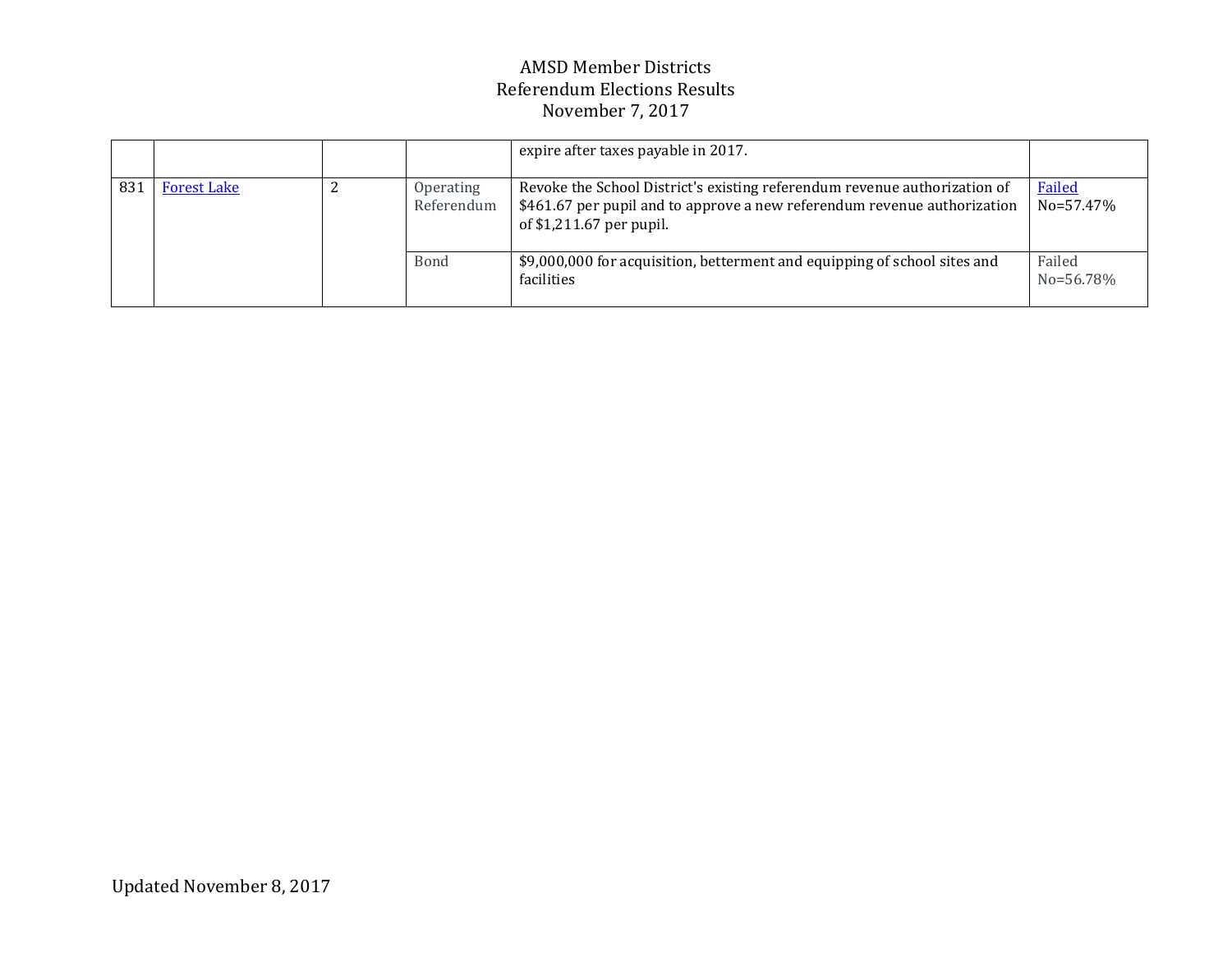AMSD Member Districts
Referendum Elections Results
November 7, 2017

| | | | | | |
|---|---|---|---|---|---|
| | | | | expire after taxes payable in 2017. | |
| 831 | Forest Lake | 2 | Operating Referendum | Revoke the School District's existing referendum revenue authorization of $461.67 per pupil and to approve a new referendum revenue authorization of $1,211.67 per pupil. | Failed No=57.47% |
| | | | Bond | $9,000,000 for acquisition, betterment and equipping of school sites and facilities | Failed No=56.78% |

Updated November 8, 2017